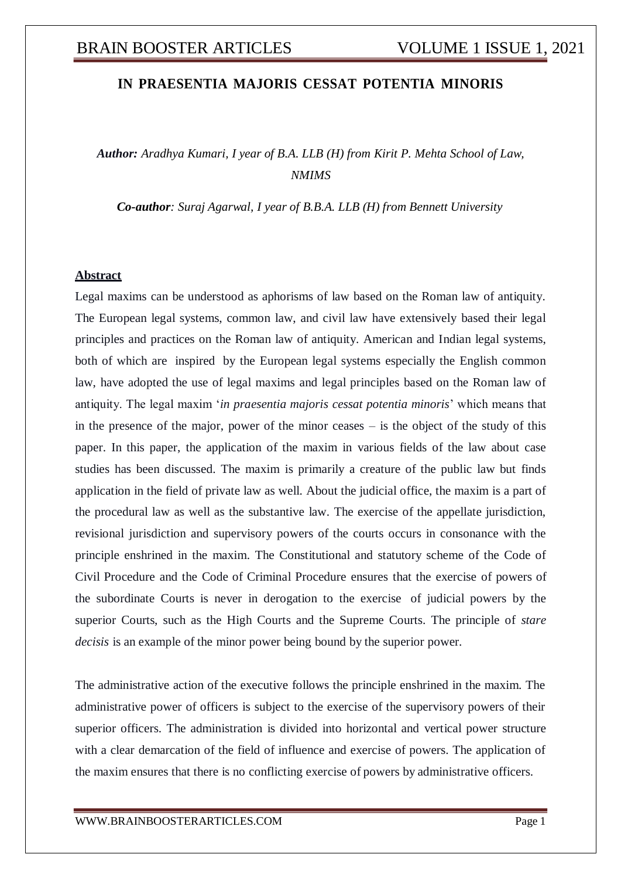# IN PRAESENTIA MAJORIS CESSAT POTENTIA MINORIS

***Author:*** *Aradhya Kumari, I year of B.A. LLB (H) from Kirit P. Mehta School of Law, NMIMS*

***Co-author****: Suraj Agarwal, I year of B.B.A. LLB (H) from Bennett University*

## Abstract

Legal maxims can be understood as aphorisms of law based on the Roman law of antiquity. The European legal systems, common law, and civil law have extensively based their legal principles and practices on the Roman law of antiquity. American and Indian legal systems, both of which are inspired by the European legal systems especially the English common law, have adopted the use of legal maxims and legal principles based on the Roman law of antiquity. The legal maxim '*in praesentia majoris cessat potentia minoris*' which means that in the presence of the major, power of the minor ceases – is the object of the study of this paper. In this paper, the application of the maxim in various fields of the law about case studies has been discussed. The maxim is primarily a creature of the public law but finds application in the field of private law as well. About the judicial office, the maxim is a part of the procedural law as well as the substantive law. The exercise of the appellate jurisdiction, revisional jurisdiction and supervisory powers of the courts occurs in consonance with the principle enshrined in the maxim. The Constitutional and statutory scheme of the Code of Civil Procedure and the Code of Criminal Procedure ensures that the exercise of powers of the subordinate Courts is never in derogation to the exercise of judicial powers by the superior Courts, such as the High Courts and the Supreme Courts. The principle of *stare decisis* is an example of the minor power being bound by the superior power.

The administrative action of the executive follows the principle enshrined in the maxim. The administrative power of officers is subject to the exercise of the supervisory powers of their superior officers. The administration is divided into horizontal and vertical power structure with a clear demarcation of the field of influence and exercise of powers. The application of the maxim ensures that there is no conflicting exercise of powers by administrative officers.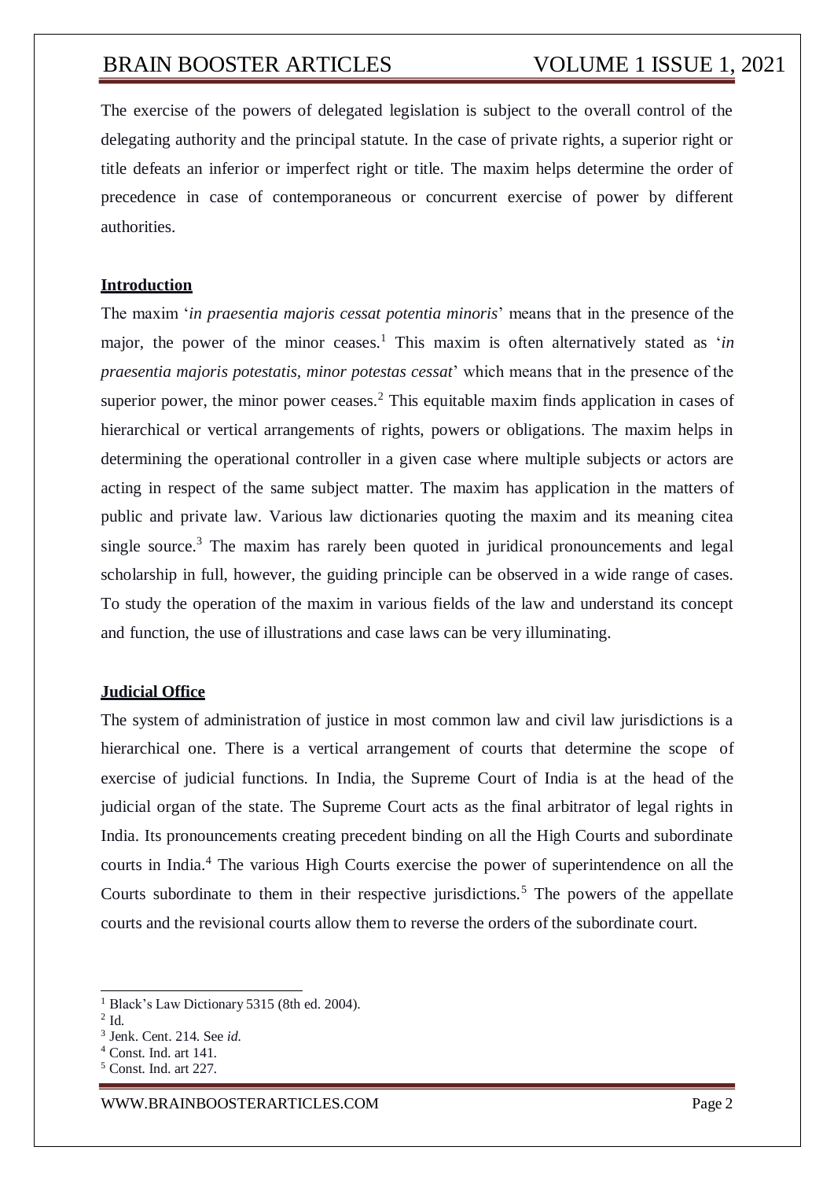The exercise of the powers of delegated legislation is subject to the overall control of the delegating authority and the principal statute. In the case of private rights, a superior right or title defeats an inferior or imperfect right or title. The maxim helps determine the order of precedence in case of contemporaneous or concurrent exercise of power by different authorities.

## Introduction

The maxim '*in praesentia majoris cessat potentia minoris*' means that in the presence of the major, the power of the minor ceases.[1] This maxim is often alternatively stated as '*in praesentia majoris potestatis, minor potestas cessat*' which means that in the presence of the superior power, the minor power ceases.[2] This equitable maxim finds application in cases of hierarchical or vertical arrangements of rights, powers or obligations. The maxim helps in determining the operational controller in a given case where multiple subjects or actors are acting in respect of the same subject matter. The maxim has application in the matters of public and private law. Various law dictionaries quoting the maxim and its meaning citea single source.[3] The maxim has rarely been quoted in juridical pronouncements and legal scholarship in full, however, the guiding principle can be observed in a wide range of cases. To study the operation of the maxim in various fields of the law and understand its concept and function, the use of illustrations and case laws can be very illuminating.

## Judicial Office

The system of administration of justice in most common law and civil law jurisdictions is a hierarchical one. There is a vertical arrangement of courts that determine the scope of exercise of judicial functions. In India, the Supreme Court of India is at the head of the judicial organ of the state. The Supreme Court acts as the final arbitrator of legal rights in India. Its pronouncements creating precedent binding on all the High Courts and subordinate courts in India.[4] The various High Courts exercise the power of superintendence on all the Courts subordinate to them in their respective jurisdictions.[5] The powers of the appellate courts and the revisional courts allow them to reverse the orders of the subordinate court.

---

[1] Black's Law Dictionary 5315 (8th ed. 2004).
[2] Id.
[3] Jenk. Cent. 214. See *id.*
[4] Const. Ind. art 141.
[5] Const. Ind. art 227.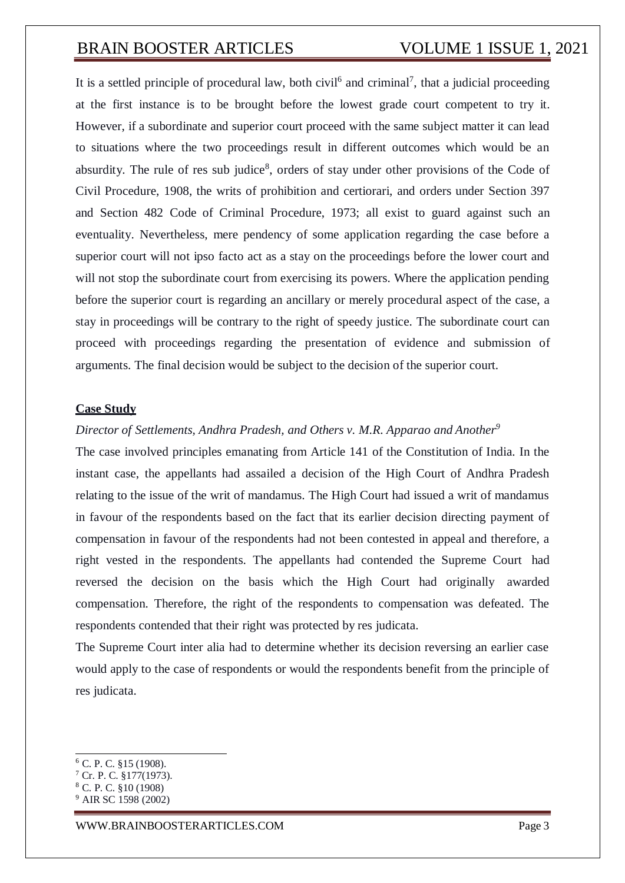It is a settled principle of procedural law, both civil[6] and criminal[7], that a judicial proceeding at the first instance is to be brought before the lowest grade court competent to try it. However, if a subordinate and superior court proceed with the same subject matter it can lead to situations where the two proceedings result in different outcomes which would be an absurdity. The rule of res sub judice[8], orders of stay under other provisions of the Code of Civil Procedure, 1908, the writs of prohibition and certiorari, and orders under Section 397 and Section 482 Code of Criminal Procedure, 1973; all exist to guard against such an eventuality. Nevertheless, mere pendency of some application regarding the case before a superior court will not ipso facto act as a stay on the proceedings before the lower court and will not stop the subordinate court from exercising its powers. Where the application pending before the superior court is regarding an ancillary or merely procedural aspect of the case, a stay in proceedings will be contrary to the right of speedy justice. The subordinate court can proceed with proceedings regarding the presentation of evidence and submission of arguments. The final decision would be subject to the decision of the superior court.

**Case Study**

*Director of Settlements, Andhra Pradesh, and Others v. M.R. Apparao and Another*[9]

The case involved principles emanating from Article 141 of the Constitution of India. In the instant case, the appellants had assailed a decision of the High Court of Andhra Pradesh relating to the issue of the writ of mandamus. The High Court had issued a writ of mandamus in favour of the respondents based on the fact that its earlier decision directing payment of compensation in favour of the respondents had not been contested in appeal and therefore, a right vested in the respondents. The appellants had contended the Supreme Court had reversed the decision on the basis which the High Court had originally awarded compensation. Therefore, the right of the respondents to compensation was defeated. The respondents contended that their right was protected by res judicata.

The Supreme Court inter alia had to determine whether its decision reversing an earlier case would apply to the case of respondents or would the respondents benefit from the principle of res judicata.

---

[6] C. P. C. §15 (1908).

[7] Cr. P. C. §177(1973).

[8] C. P. C. §10 (1908)

[9] AIR SC 1598 (2002)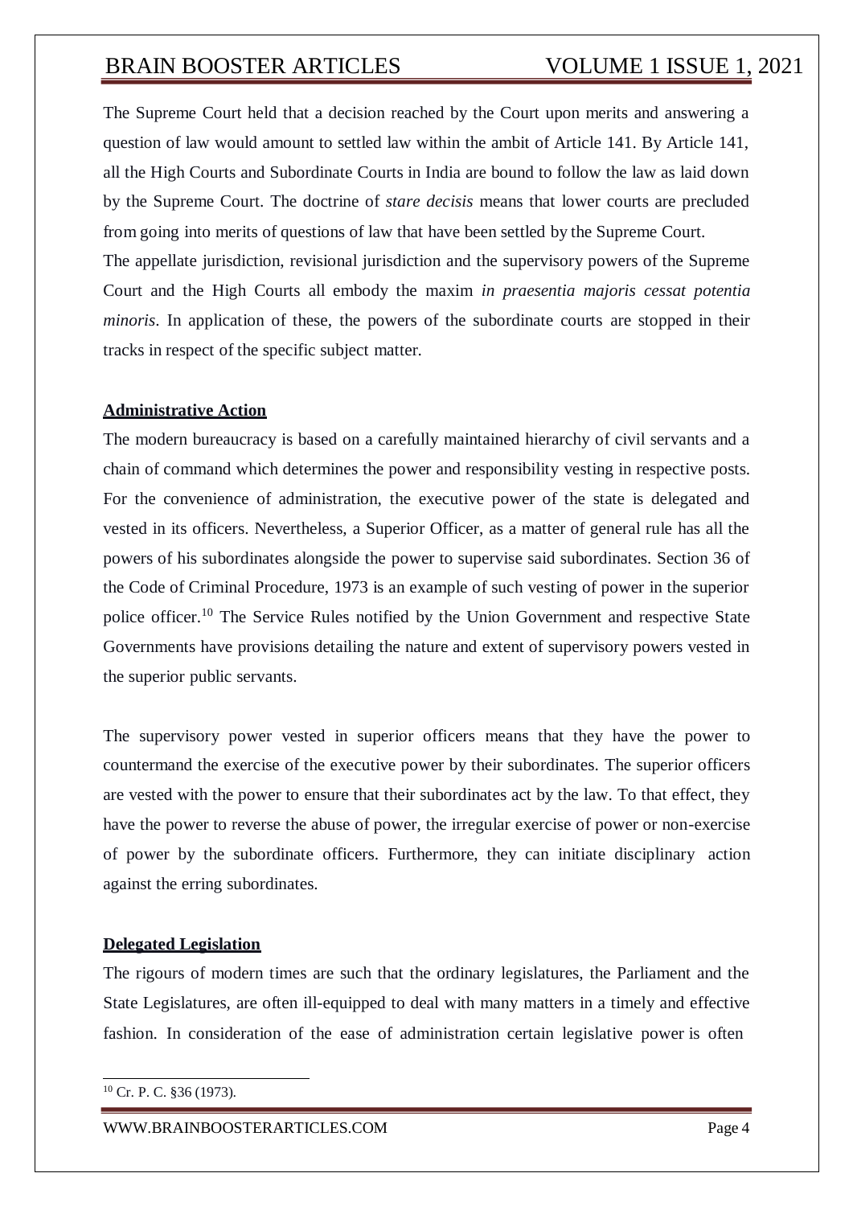The Supreme Court held that a decision reached by the Court upon merits and answering a question of law would amount to settled law within the ambit of Article 141. By Article 141, all the High Courts and Subordinate Courts in India are bound to follow the law as laid down by the Supreme Court. The doctrine of *stare decisis* means that lower courts are precluded from going into merits of questions of law that have been settled by the Supreme Court.

The appellate jurisdiction, revisional jurisdiction and the supervisory powers of the Supreme Court and the High Courts all embody the maxim *in praesentia majoris cessat potentia minoris*. In application of these, the powers of the subordinate courts are stopped in their tracks in respect of the specific subject matter.

**Administrative Action**

The modern bureaucracy is based on a carefully maintained hierarchy of civil servants and a chain of command which determines the power and responsibility vesting in respective posts. For the convenience of administration, the executive power of the state is delegated and vested in its officers. Nevertheless, a Superior Officer, as a matter of general rule has all the powers of his subordinates alongside the power to supervise said subordinates. Section 36 of the Code of Criminal Procedure, 1973 is an example of such vesting of power in the superior police officer.[10] The Service Rules notified by the Union Government and respective State Governments have provisions detailing the nature and extent of supervisory powers vested in the superior public servants.

The supervisory power vested in superior officers means that they have the power to countermand the exercise of the executive power by their subordinates. The superior officers are vested with the power to ensure that their subordinates act by the law. To that effect, they have the power to reverse the abuse of power, the irregular exercise of power or non-exercise of power by the subordinate officers. Furthermore, they can initiate disciplinary action against the erring subordinates.

**Delegated Legislation**

The rigours of modern times are such that the ordinary legislatures, the Parliament and the State Legislatures, are often ill-equipped to deal with many matters in a timely and effective fashion. In consideration of the ease of administration certain legislative power is often

[10] Cr. P. C. §36 (1973).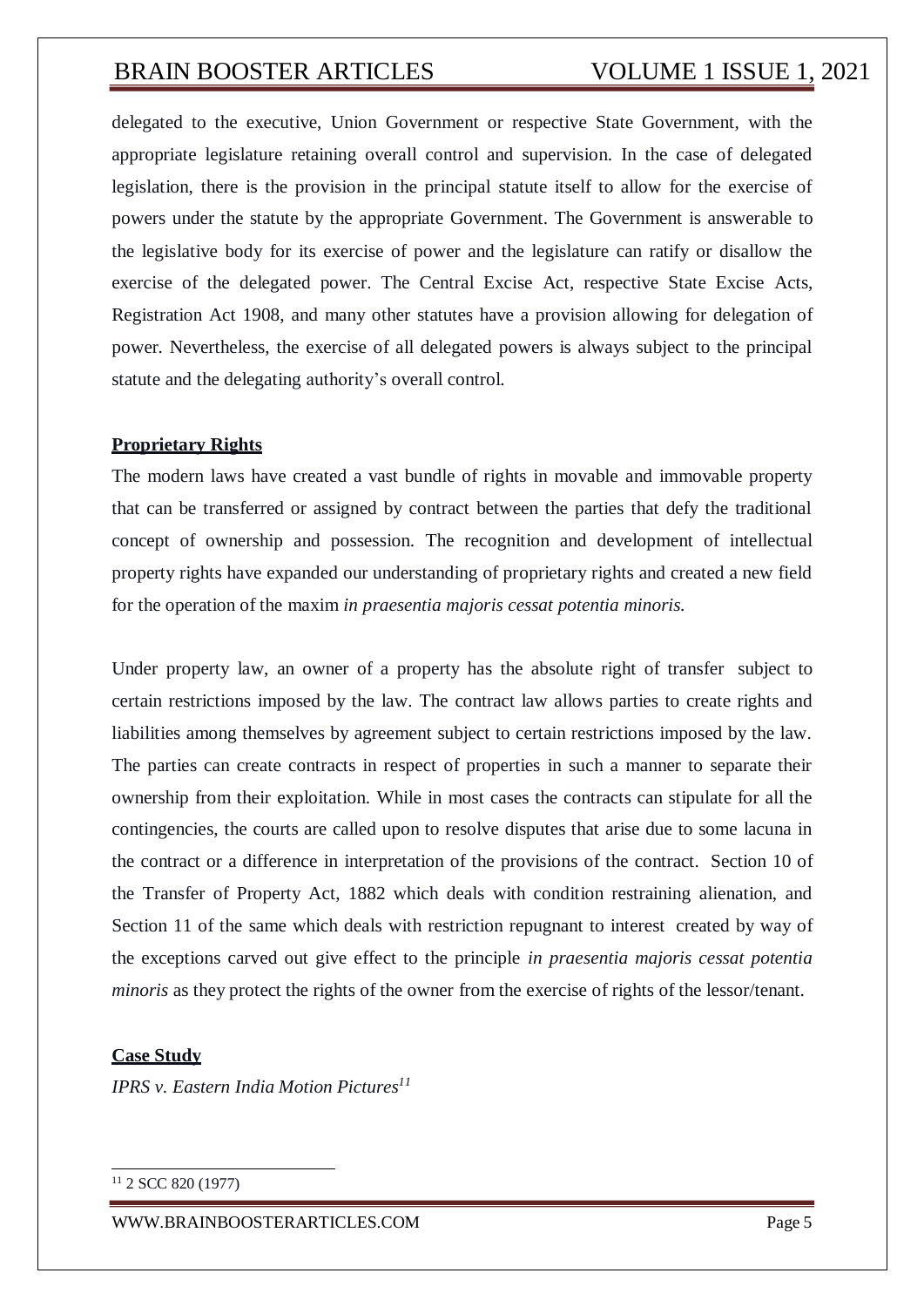delegated to the executive, Union Government or respective State Government, with the appropriate legislature retaining overall control and supervision. In the case of delegated legislation, there is the provision in the principal statute itself to allow for the exercise of powers under the statute by the appropriate Government. The Government is answerable to the legislative body for its exercise of power and the legislature can ratify or disallow the exercise of the delegated power. The Central Excise Act, respective State Excise Acts, Registration Act 1908, and many other statutes have a provision allowing for delegation of power. Nevertheless, the exercise of all delegated powers is always subject to the principal statute and the delegating authority's overall control.

**Proprietary Rights**

The modern laws have created a vast bundle of rights in movable and immovable property that can be transferred or assigned by contract between the parties that defy the traditional concept of ownership and possession. The recognition and development of intellectual property rights have expanded our understanding of proprietary rights and created a new field for the operation of the maxim *in praesentia majoris cessat potentia minoris.*

Under property law, an owner of a property has the absolute right of transfer subject to certain restrictions imposed by the law. The contract law allows parties to create rights and liabilities among themselves by agreement subject to certain restrictions imposed by the law. The parties can create contracts in respect of properties in such a manner to separate their ownership from their exploitation. While in most cases the contracts can stipulate for all the contingencies, the courts are called upon to resolve disputes that arise due to some lacuna in the contract or a difference in interpretation of the provisions of the contract. Section 10 of the Transfer of Property Act, 1882 which deals with condition restraining alienation, and Section 11 of the same which deals with restriction repugnant to interest created by way of the exceptions carved out give effect to the principle *in praesentia majoris cessat potentia minoris* as they protect the rights of the owner from the exercise of rights of the lessor/tenant.

**Case Study**

*IPRS v. Eastern India Motion Pictures*[11]

[11] 2 SCC 820 (1977)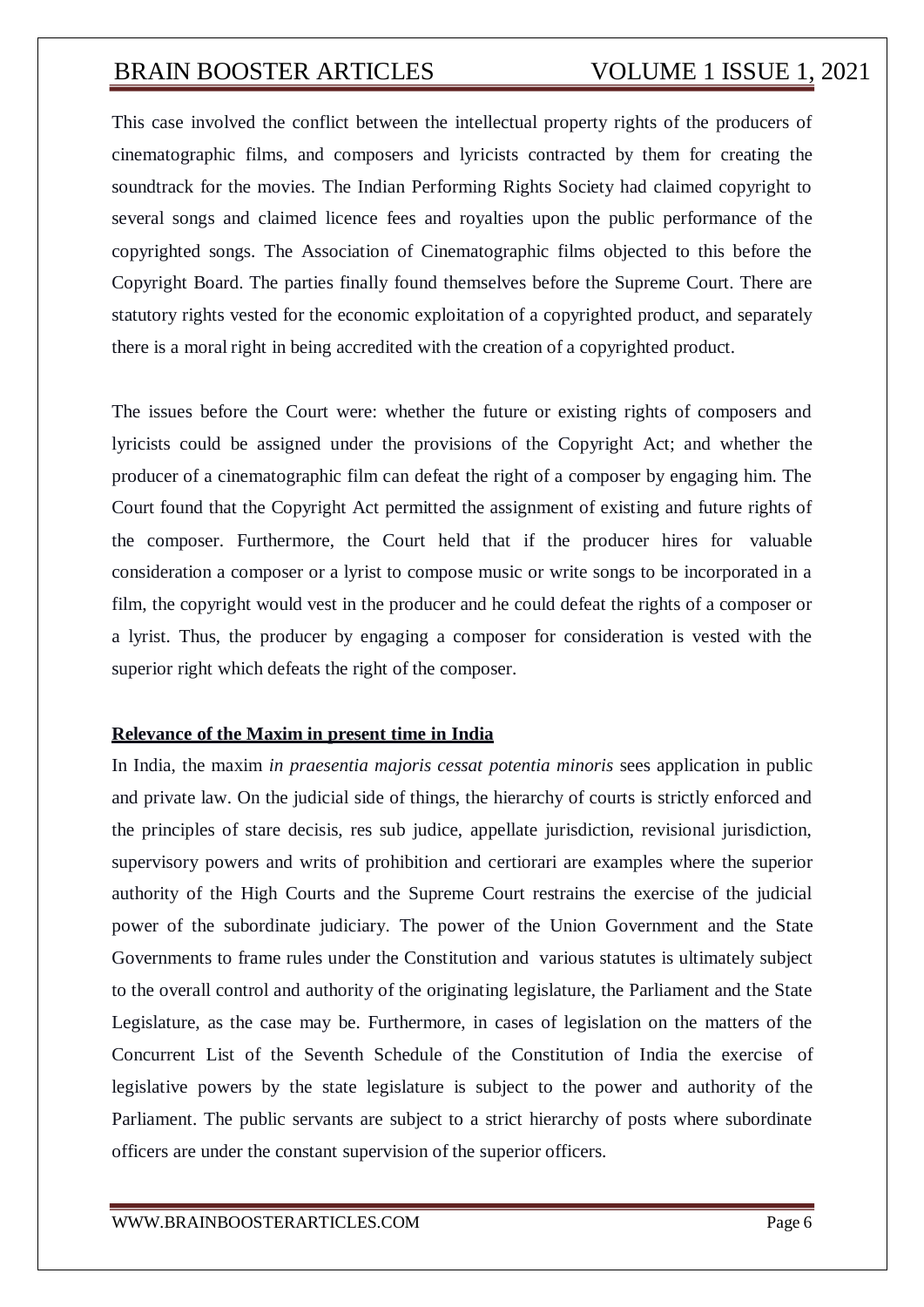This case involved the conflict between the intellectual property rights of the producers of cinematographic films, and composers and lyricists contracted by them for creating the soundtrack for the movies. The Indian Performing Rights Society had claimed copyright to several songs and claimed licence fees and royalties upon the public performance of the copyrighted songs. The Association of Cinematographic films objected to this before the Copyright Board. The parties finally found themselves before the Supreme Court. There are statutory rights vested for the economic exploitation of a copyrighted product, and separately there is a moral right in being accredited with the creation of a copyrighted product.

The issues before the Court were: whether the future or existing rights of composers and lyricists could be assigned under the provisions of the Copyright Act; and whether the producer of a cinematographic film can defeat the right of a composer by engaging him. The Court found that the Copyright Act permitted the assignment of existing and future rights of the composer. Furthermore, the Court held that if the producer hires for valuable consideration a composer or a lyrist to compose music or write songs to be incorporated in a film, the copyright would vest in the producer and he could defeat the rights of a composer or a lyrist. Thus, the producer by engaging a composer for consideration is vested with the superior right which defeats the right of the composer.

**Relevance of the Maxim in present time in India**

In India, the maxim *in praesentia majoris cessat potentia minoris* sees application in public and private law. On the judicial side of things, the hierarchy of courts is strictly enforced and the principles of stare decisis, res sub judice, appellate jurisdiction, revisional jurisdiction, supervisory powers and writs of prohibition and certiorari are examples where the superior authority of the High Courts and the Supreme Court restrains the exercise of the judicial power of the subordinate judiciary. The power of the Union Government and the State Governments to frame rules under the Constitution and various statutes is ultimately subject to the overall control and authority of the originating legislature, the Parliament and the State Legislature, as the case may be. Furthermore, in cases of legislation on the matters of the Concurrent List of the Seventh Schedule of the Constitution of India the exercise of legislative powers by the state legislature is subject to the power and authority of the Parliament. The public servants are subject to a strict hierarchy of posts where subordinate officers are under the constant supervision of the superior officers.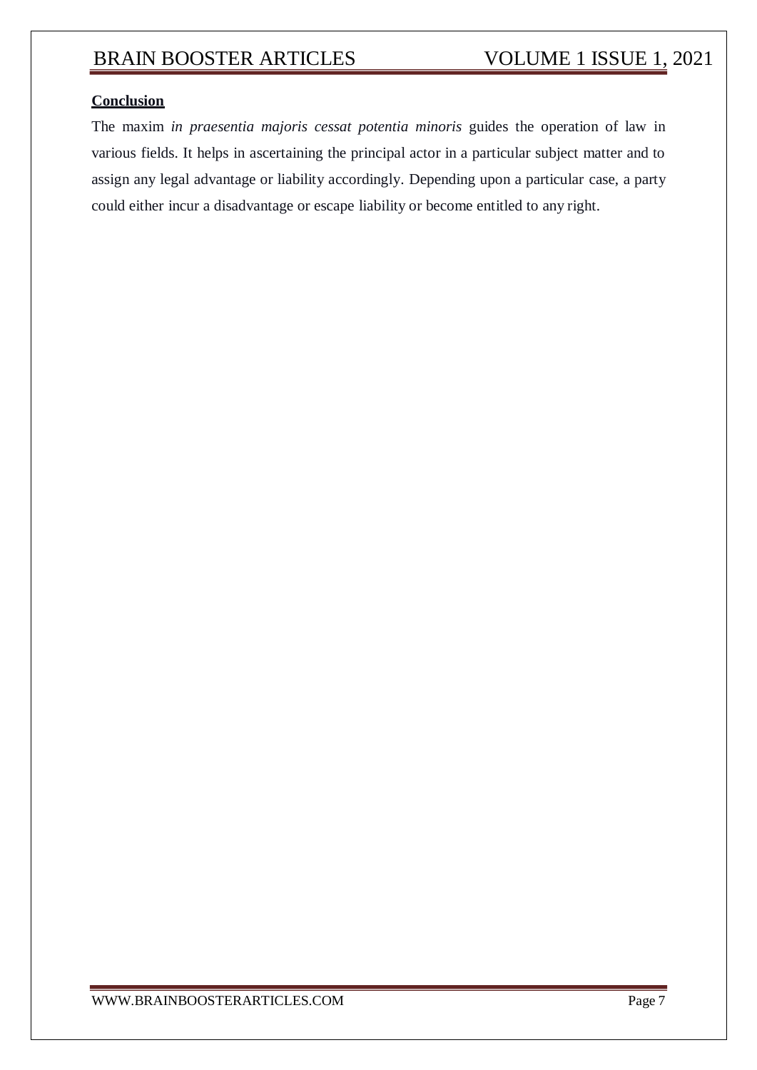**Conclusion**

The maxim *in praesentia majoris cessat potentia minoris* guides the operation of law in various fields. It helps in ascertaining the principal actor in a particular subject matter and to assign any legal advantage or liability accordingly. Depending upon a particular case, a party could either incur a disadvantage or escape liability or become entitled to any right.